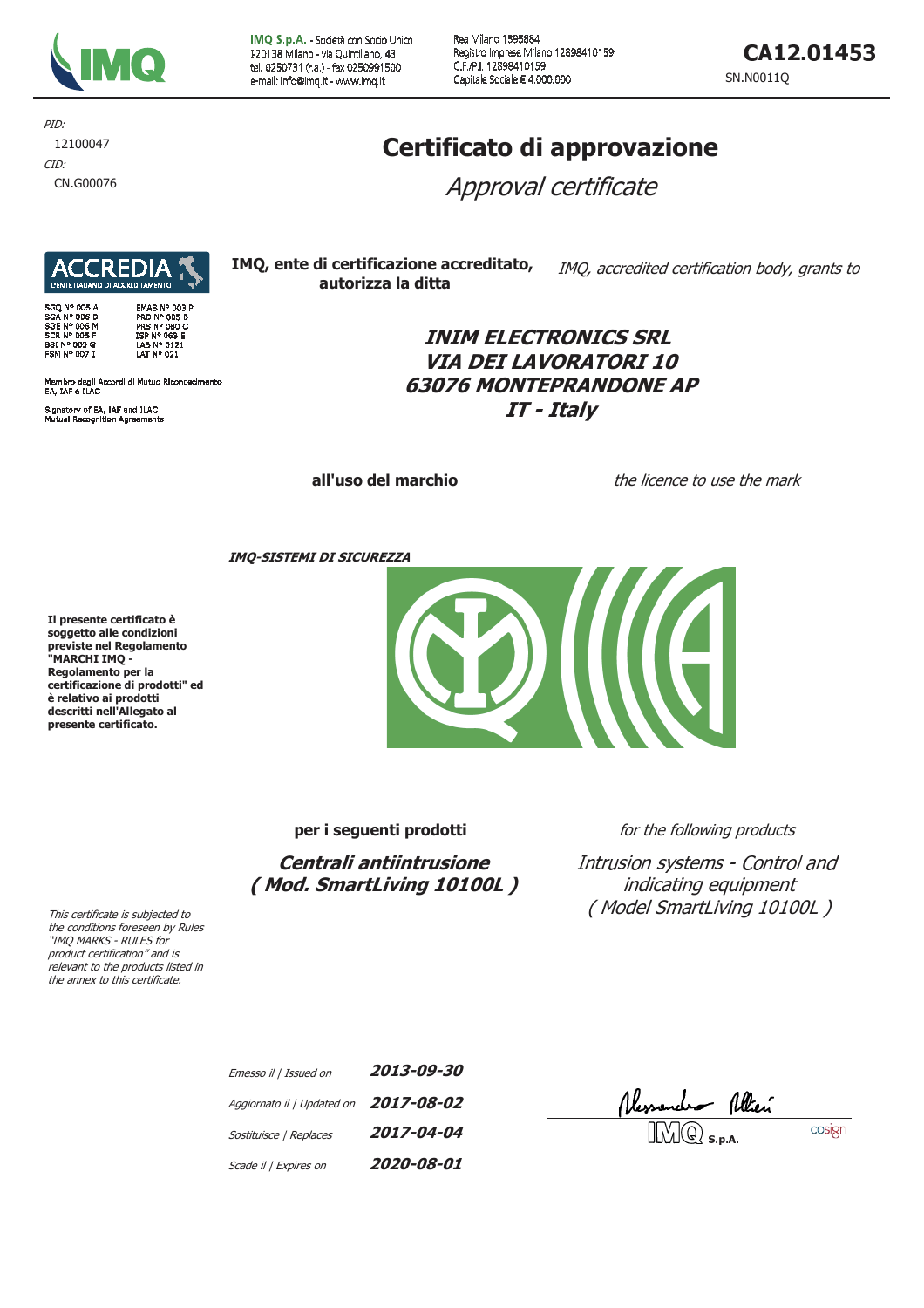IMQ S.p.A. - Società con Socio Unico
I-20138 Milano - via Quintiliano, 43
tel. 0250731 (r.a.) - fax 0250991500
e-mail: info@imq.it - www.imq.it

Rea Milano 1595884
Registro Imprese Milano 12898410159
C.F./P.I. 12898410159
Capitale Sociale € 4.000.000

**CA12.01453**

SN.N0011Q

*PID:*
12100047
*CID:*
CN.G00076

# Certificato di approvazione

## *Approval certificate*

ACCREDIA
L'ENTE ITALIANO DI ACCREDITAMENTO

SGQ N° 005 A
SGA N° 005 D
SGE N° 005 M
SCR N° 005 F
SSI N° 003 G
FSM N° 007 I
EMAS N° 003 P
PRD N° 005 B
PRS N° 080 C
ISP N° 063 E
LAB N° 0121
LAT N° 021

Membro degli Accordi di Mutuo Riconoscimento EA, IAF e ILAC

Signatory of EA, IAF and ILAC Mutual Recognition Agreements

**IMQ, ente di certificazione accreditato, autorizza la ditta**

*IMQ, accredited certification body, grants to*

***INIM ELECTRONICS SRL***
***VIA DEI LAVORATORI 10***
***63076 MONTEPRANDONE AP***
***IT - Italy***

**all'uso del marchio**

*the licence to use the mark*

***IMQ-SISTEMI DI SICUREZZA***

**Il presente certificato è soggetto alle condizioni previste nel Regolamento "MARCHI IMQ - Regolamento per la certificazione di prodotti" ed è relativo ai prodotti descritti nell'Allegato al presente certificato.**

**per i seguenti prodotti**

*for the following products*

***Centrali antiintrusione***
***( Mod. SmartLiving 10100L )***

*Intrusion systems - Control and indicating equipment*
*( Model SmartLiving 10100L )*

*This certificate is subjected to the conditions foreseen by Rules "IMQ MARKS - RULES for product certification" and is relevant to the products listed in the annex to this certificate.*

| | |
|---|---|
| *Emesso il / Issued on* | ***2013-09-30*** |
| *Aggiornato il / Updated on* | ***2017-08-02*** |
| *Sostituisce / Replaces* | ***2017-04-04*** |
| *Scade il / Expires on* | ***2020-08-01*** |

IMQ S.p.A.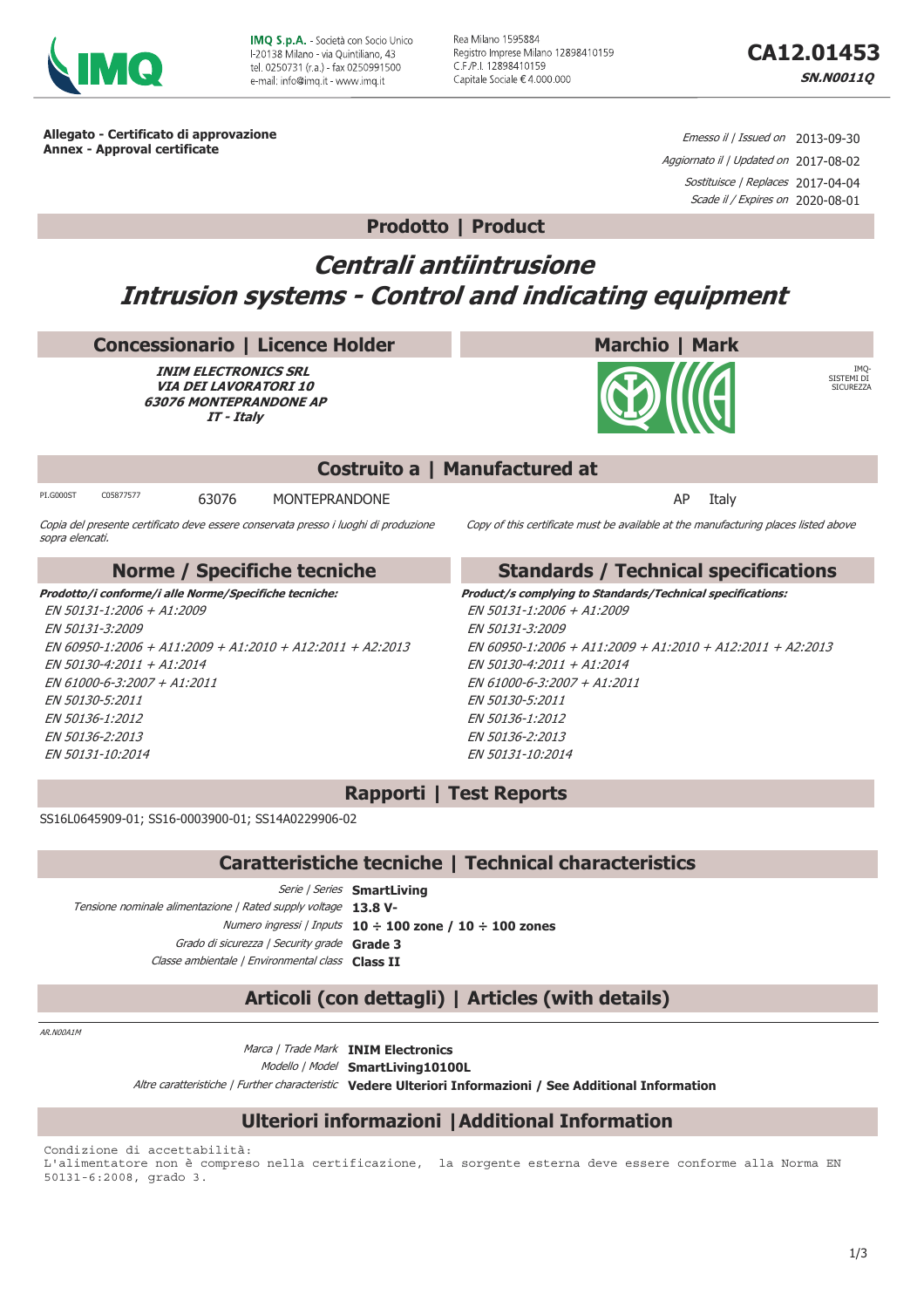**IMQ S.p.A.** - Società con Socio Unico
I-20138 Milano - via Quintiliano, 43
tel. 0250731 (r.a.) - fax 0250991500
e-mail: info@imq.it - www.imq.it

Rea Milano 1595884
Registro Imprese Milano 12898410159
C.F./P.I. 12898410159
Capitale Sociale € 4.000.000

# CA12.01453

**SN.N0011Q**

**Allegato - Certificato di approvazione**
**Annex - Approval certificate**

*Emesso il | Issued on* 2013-09-30
*Aggiornato il | Updated on* 2017-08-02
*Sostituisce | Replaces* 2017-04-04
*Scade il / Expires on* 2020-08-01

## Prodotto | Product

# *Centrali antiintrusione*
# *Intrusion systems - Control and indicating equipment*

## Concessionario | Licence Holder

***INIM ELECTRONICS SRL***
***VIA DEI LAVORATORI 10***
***63076 MONTEPRANDONE AP***
***IT - Italy***

## Marchio | Mark

IMQ-SISTEMI DI SICUREZZA

## Costruito a | Manufactured at

PI.G000ST C05877577 63076 MONTEPRANDONE AP Italy

*Copia del presente certificato deve essere conservata presso i luoghi di produzione sopra elencati.*

*Copy of this certificate must be available at the manufacturing places listed above*

## Norme / Specifiche tecniche

***Prodotto/i conforme/i alle Norme/Specifiche tecniche:***

*EN 50131-1:2006 + A1:2009*
*EN 50131-3:2009*
*EN 60950-1:2006 + A11:2009 + A1:2010 + A12:2011 + A2:2013*
*EN 50130-4:2011 + A1:2014*
*EN 61000-6-3:2007 + A1:2011*
*EN 50130-5:2011*
*EN 50136-1:2012*
*EN 50136-2:2013*
*EN 50131-10:2014*

## Standards / Technical specifications

***Product/s complying to Standards/Technical specifications:***

*EN 50131-1:2006 + A1:2009*
*EN 50131-3:2009*
*EN 60950-1:2006 + A11:2009 + A1:2010 + A12:2011 + A2:2013*
*EN 50130-4:2011 + A1:2014*
*EN 61000-6-3:2007 + A1:2011*
*EN 50130-5:2011*
*EN 50136-1:2012*
*EN 50136-2:2013*
*EN 50131-10:2014*

## Rapporti | Test Reports

SS16L0645909-01; SS16-0003900-01; SS14A0229906-02

## Caratteristiche tecniche | Technical characteristics

*Serie | Series* **SmartLiving**
*Tensione nominale alimentazione | Rated supply voltage* **13.8 V-**
*Numero ingressi | Inputs* **10 ÷ 100 zone / 10 ÷ 100 zones**
*Grado di sicurezza | Security grade* **Grade 3**
*Classe ambientale | Environmental class* **Class II**

## Articoli (con dettagli) | Articles (with details)

*AR.N00A1M*

*Marca | Trade Mark* **INIM Electronics**
*Modello | Model* **SmartLiving10100L**
*Altre caratteristiche | Further characteristic* **Vedere Ulteriori Informazioni / See Additional Information**

## Ulteriori informazioni | Additional Information

Condizione di accettabilità:
L'alimentatore non è compreso nella certificazione, la sorgente esterna deve essere conforme alla Norma EN 50131-6:2008, grado 3.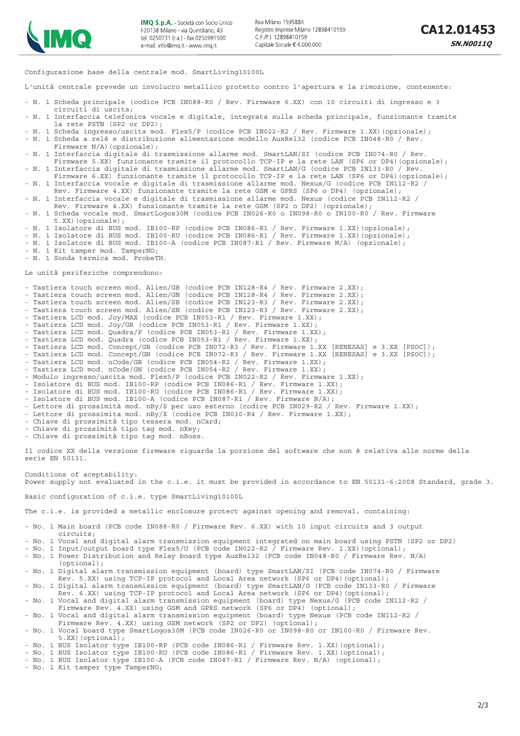Configurazione base della centrale mod. SmartLiving10100L

L'unità centrale prevede un involucro metallico protetto contro l'apertura e la rimozione, contenente:

- N. 1 Scheda principale (codice PCB IN088-R0 / Rev. Firmware 6.XX) con 10 circuiti di ingresso e 3 circuiti di uscita;
- N. 1 Interfaccia telefonica vocale e digitale, integrata sulla scheda principale, funzionante tramite la rete PSTN (SP2 or DP2);
- N. 1 Scheda ingresso/uscita mod. Flex5/P (codice PCB IN022-R2 / Rev. Firmware 1.XX)(opzionale);
- N. 1 Scheda a relè e distribuzione alimentazione modello AuxRel32 (codice PCB IN048-R0 / Rev. Firmware N/A)(opzionale);
- N. 1 Interfaccia digitale di trasmissione allarme mod. SmartLAN/SI (codice PCB IN074-R0 / Rev. Firmware 5.XX) funzionante tramite il protocollo TCP-IP e la rete LAN (SP6 or DP4)(opzionale);
- N. 1 Interfaccia digitale di trasmissione allarme mod. SmartLAN/G (codice PCB IN133-R0 / Rev. Firmware 6.XX) funzionante tramite il protocollo TCP-IP e la rete LAN (SP6 or DP4)(opzionale);
- N. 1 Interfaccia vocale e digitale di trasmissione allarme mod. Nexus/G (codice PCB IN112-R2 / Rev. Firmware 4.XX) funzionante tramite la rete GSM e GPRS (SP6 o DP4) (opzionale);
- N. 1 Interfaccia vocale e digitale di trasmissione allarme mod. Nexus (codice PCB IN112-R2 / Rev. Firmware 4.XX) funzionante tramite la rete GSM (SP2 o DP2) (opzionale);
- N. 1 Scheda vocale mod. SmartLogos30M (codice PCB IN026-R0 o IN098-R0 o IN100-R0 / Rev. Firmware 5.XX)(opzionale);
- N. 1 Isolatore di BUS mod. IB100-RP (codice PCB IN086-R1 / Rev. Firmware 1.XX)(opzionale);
- N. 1 Isolatore di BUS mod. IB100-RU (codice PCB IN086-R1 / Rev. Firmware 1.XX)(opzionale);
- N. 1 Isolatore di BUS mod. IB100-A (codice PCB IN087-R1 / Rev. Firmware N/A) (opzionale);
- N. 1 Kit tamper mod. TamperNO;
- N. 1 Sonda termica mod. ProbeTH.

Le unità periferiche comprendono:

- Tastiera touch screen mod. Alien/GB (codice PCB IN128-R4 / Rev. Firmware 2.XX);
- Tastiera touch screen mod. Alien/GN (codice PCB IN128-R4 / Rev. Firmware 2.XX);
- Tastiera touch screen mod. Alien/SB (codice PCB IN123-R3 / Rev. Firmware 2.XX);
- Tastiera touch screen mod. Alien/SN (codice PCB IN123-R3 / Rev. Firmware 2.XX);
- Tastiera LCD mod. Joy/MAX (codice PCB IN053-R1 / Rev. Firmware 1.XX);
- Tastiera LCD mod. Joy/GR (codice PCB IN053-R1 / Rev. Firmware 1.XX);
- Tastiera LCD mod. Quadra/P (codice PCB IN053-R1 / Rev. Firmware 1.XX);
- Tastiera LCD mod. Quadra (codice PCB IN053-R1 / Rev. Firmware 1.XX);
- Tastiera LCD mod. Concept/GB (codice PCB IN072-R3 / Rev. Firmware 1.XX [RENESAS] e 3.XX [PSOC]);
- Tastiera LCD mod. Concept/GN (codice PCB IN072-R3 / Rev. Firmware 1.XX [RENESAS] e 3.XX [PSOC]);
- Tastiera LCD mod. nCode/GB (codice PCB IN054-R2 / Rev. Firmware 1.XX);
- Tastiera LCD mod. nCode/GN (codice PCB IN054-R2 / Rev. Firmware 1.XX);
- Modulo ingresso/uscita mod. Flex5/P (codice PCB IN022-R2 / Rev. Firmware 1.XX);
- Isolatore di BUS mod. IB100-RP (codice PCB IN086-R1 / Rev. Firmware 1.XX);
- Isolatore di BUS mod. IB100-RU (codice PCB IN086-R1 / Rev. Firmware 1.XX);
- Isolatore di BUS mod. IB100-A (codice PCB IN087-R1 / Rev. Firmware N/A);
- Lettore di prossimità mod. nBy/S per uso esterno (codice PCB IN029-R2 / Rev. Firmware 1.XX);
- Lettore di prossimità mod. nBy/X (codice PCB IN030-R4 / Rev. Firmware 1.XX);
- Chiave di prossimità tipo tessera mod. nCard;
- Chiave di prossimità tipo tag mod. nKey;
- Chiave di prossimità tipo tag mod. nBoss.

Il codice XX della versione firmware riguarda la porzione del software che non è relativa alle norme della serie EN 50131.

Conditions of aceptability:
Power supply not evaluated in the c.i.e. it must be provided in accordance to EN 50131-6:2008 Standard, grade 3.

Basic configuration of c.i.e. type SmartLiving10100L

The c.i.e. is provided a metallic enclosure protect against opening and removal, containing:

- No. 1 Main board (PCB code IN088-R0 / Firmware Rev. 6.XX) with 10 input circuits and 3 output circuits;
- No. 1 Vocal and digital alarm transmission equipment integrated on main board using PSTN (SP2 or DP2)
- No. 1 Input/output board type Flex5/U (PCB code IN022-R2 / Firmware Rev. 1.XX)(optional);
- No. 1 Power Distribution and Relay board type AuxRel32 (PCB code IN048-R0 / Firmware Rev. N/A) (optional);
- No. 1 Digital alarm transmission equipment (board) type SmartLAN/SI (PCB code IN074-R0 / Firmware Rev. 5.XX) using TCP-IP protocol and Local Area network (SP6 or DP4)(optional);
- No. 1 Digital alarm transmission equipment (board) type SmartLAN/G (PCB code IN133-R0 / Firmware Rev. 6.XX) using TCP-IP protocol and Local Area network (SP6 or DP4)(optional);
- No. 1 Vocal and digital alarm transmission equipment (board) type Nexus/G (PCB code IN112-R2 / Firmware Rev. 4.XX) using GSM and GPRS network (SP6 or DP4) (optional);
- No. 1 Vocal and digital alarm transmission equipment (board) type Nexus (PCB code IN112-R2 / Firmware Rev. 4.XX) using GSM network (SP2 or DP2) (optional);
- No. 1 Vocal board type SmartLogos30M (PCB code IN026-R0 or IN098-R0 or IN100-R0 / Firmware Rev. 5.XX)(optional);
- No. 1 BUS Isolator type IB100-RP (PCB code IN086-R1 / Firmware Rev. 1.XX)(optional);
- No. 1 BUS Isolator type IB100-RU (PCB code IN086-R1 / Firmware Rev. 1.XX)(optional);
- No. 1 BUS Isolator type IB100-A (PCB code IN087-R1 / Firmware Rev. N/A) (optional);
- No. 1 Kit tamper type TamperNO;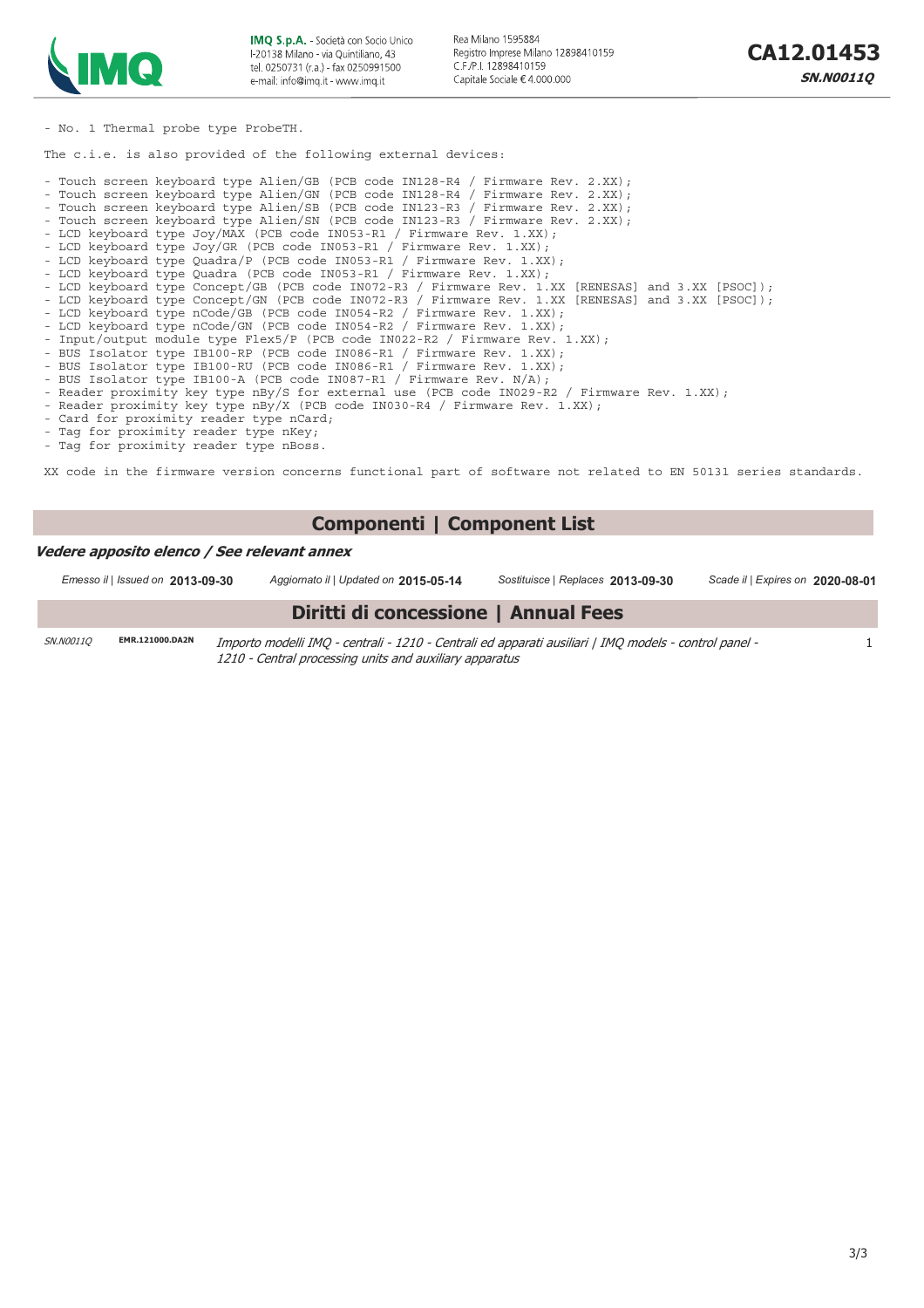- No. 1 Thermal probe type ProbeTH.

The c.i.e. is also provided of the following external devices:

- Touch screen keyboard type Alien/GB (PCB code IN128-R4 / Firmware Rev. 2.XX);
- Touch screen keyboard type Alien/GN (PCB code IN128-R4 / Firmware Rev. 2.XX);
- Touch screen keyboard type Alien/SB (PCB code IN123-R3 / Firmware Rev. 2.XX);
- Touch screen keyboard type Alien/SN (PCB code IN123-R3 / Firmware Rev. 2.XX);
- LCD keyboard type Joy/MAX (PCB code IN053-R1 / Firmware Rev. 1.XX);
- LCD keyboard type Joy/GR (PCB code IN053-R1 / Firmware Rev. 1.XX);
- LCD keyboard type Quadra/P (PCB code IN053-R1 / Firmware Rev. 1.XX);
- LCD keyboard type Quadra (PCB code IN053-R1 / Firmware Rev. 1.XX);
- LCD keyboard type Concept/GB (PCB code IN072-R3 / Firmware Rev. 1.XX [RENESAS] and 3.XX [PSOC]);
- LCD keyboard type Concept/GN (PCB code IN072-R3 / Firmware Rev. 1.XX [RENESAS] and 3.XX [PSOC]);
- LCD keyboard type nCode/GB (PCB code IN054-R2 / Firmware Rev. 1.XX);
- LCD keyboard type nCode/GN (PCB code IN054-R2 / Firmware Rev. 1.XX);
- Input/output module type Flex5/P (PCB code IN022-R2 / Firmware Rev. 1.XX);
- BUS Isolator type IB100-RP (PCB code IN086-R1 / Firmware Rev. 1.XX);
- BUS Isolator type IB100-RU (PCB code IN086-R1 / Firmware Rev. 1.XX);
- BUS Isolator type IB100-A (PCB code IN087-R1 / Firmware Rev. N/A);
- Reader proximity key type nBy/S for external use (PCB code IN029-R2 / Firmware Rev. 1.XX);
- Reader proximity key type nBy/X (PCB code IN030-R4 / Firmware Rev. 1.XX);
- Card for proximity reader type nCard;
- Tag for proximity reader type nKey;
- Tag for proximity reader type nBoss.

XX code in the firmware version concerns functional part of software not related to EN 50131 series standards.

## Componenti | Component List

***Vedere apposito elenco / See relevant annex***

*Emesso il | Issued on* **2013-09-30** *Aggiornato il | Updated on* **2015-05-14** *Sostituisce | Replaces* **2013-09-30** *Scade il | Expires on* **2020-08-01**

## Diritti di concessione | Annual Fees

| | | | |
|---|---|---|---|
| *SN.N0011Q* | **EMR.121000.DA2N** | *Importo modelli IMQ - centrali - 1210 - Centrali ed apparati ausiliari \| IMQ models - control panel - 1210 - Central processing units and auxiliary apparatus* | 1 |